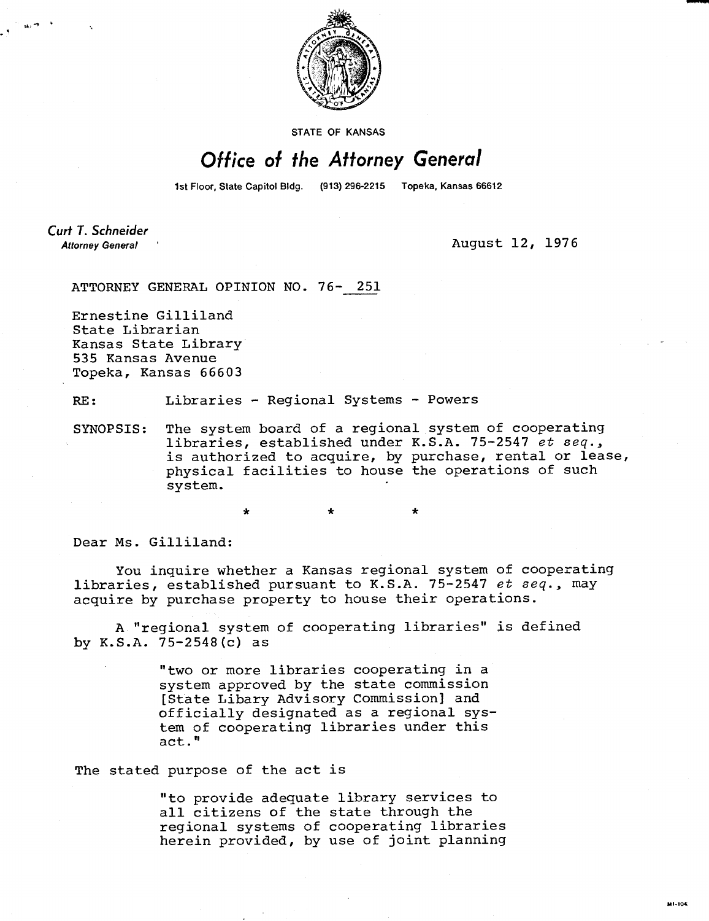STATE OF KANSAS

# Office of the Attorney General

1st Floor, State Capitol Bldg. (913) 296-2215 Topeka, Kansas 66612

**Curt T. Schneider**
*Attorney General*

August 12, 1976

ATTORNEY GENERAL OPINION NO. 76- 251

Ernestine Gilliland
State Librarian
Kansas State Library
535 Kansas Avenue
Topeka, Kansas 66603

RE: Libraries - Regional Systems - Powers

SYNOPSIS: The system board of a regional system of cooperating libraries, established under K.S.A. 75-2547 *et seq.*, is authorized to acquire, by purchase, rental or lease, physical facilities to house the operations of such system.

\* \* \*

Dear Ms. Gilliland:

You inquire whether a Kansas regional system of cooperating libraries, established pursuant to K.S.A. 75-2547 *et seq.*, may acquire by purchase property to house their operations.

A "regional system of cooperating libraries" is defined by K.S.A. 75-2548(c) as

> "two or more libraries cooperating in a system approved by the state commission [State Libary Advisory Commission] and officially designated as a regional system of cooperating libraries under this act."

The stated purpose of the act is

> "to provide adequate library services to all citizens of the state through the regional systems of cooperating libraries herein provided, by use of joint planning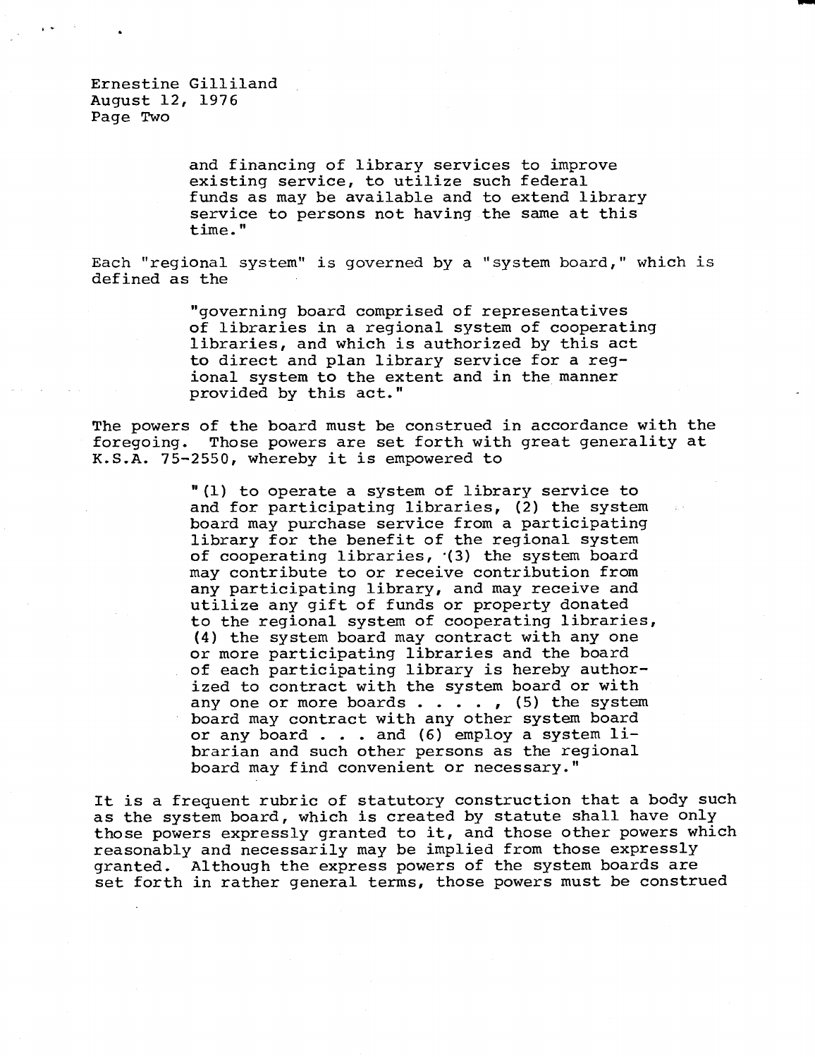and financing of library services to improve existing service, to utilize such federal funds as may be available and to extend library service to persons not having the same at this time."

Each "regional system" is governed by a "system board," which is defined as the

> "governing board comprised of representatives of libraries in a regional system of cooperating libraries, and which is authorized by this act to direct and plan library service for a regional system to the extent and in the manner provided by this act."

The powers of the board must be construed in accordance with the foregoing. Those powers are set forth with great generality at K.S.A. 75-2550, whereby it is empowered to

> "(1) to operate a system of library service to and for participating libraries, (2) the system board may purchase service from a participating library for the benefit of the regional system of cooperating libraries, (3) the system board may contribute to or receive contribution from any participating library, and may receive and utilize any gift of funds or property donated to the regional system of cooperating libraries, (4) the system board may contract with any one or more participating libraries and the board of each participating library is hereby authorized to contract with the system board or with any one or more boards . . . . , (5) the system board may contract with any other system board or any board . . . and (6) employ a system librarian and such other persons as the regional board may find convenient or necessary."

It is a frequent rubric of statutory construction that a body such as the system board, which is created by statute shall have only those powers expressly granted to it, and those other powers which reasonably and necessarily may be implied from those expressly granted. Although the express powers of the system boards are set forth in rather general terms, those powers must be construed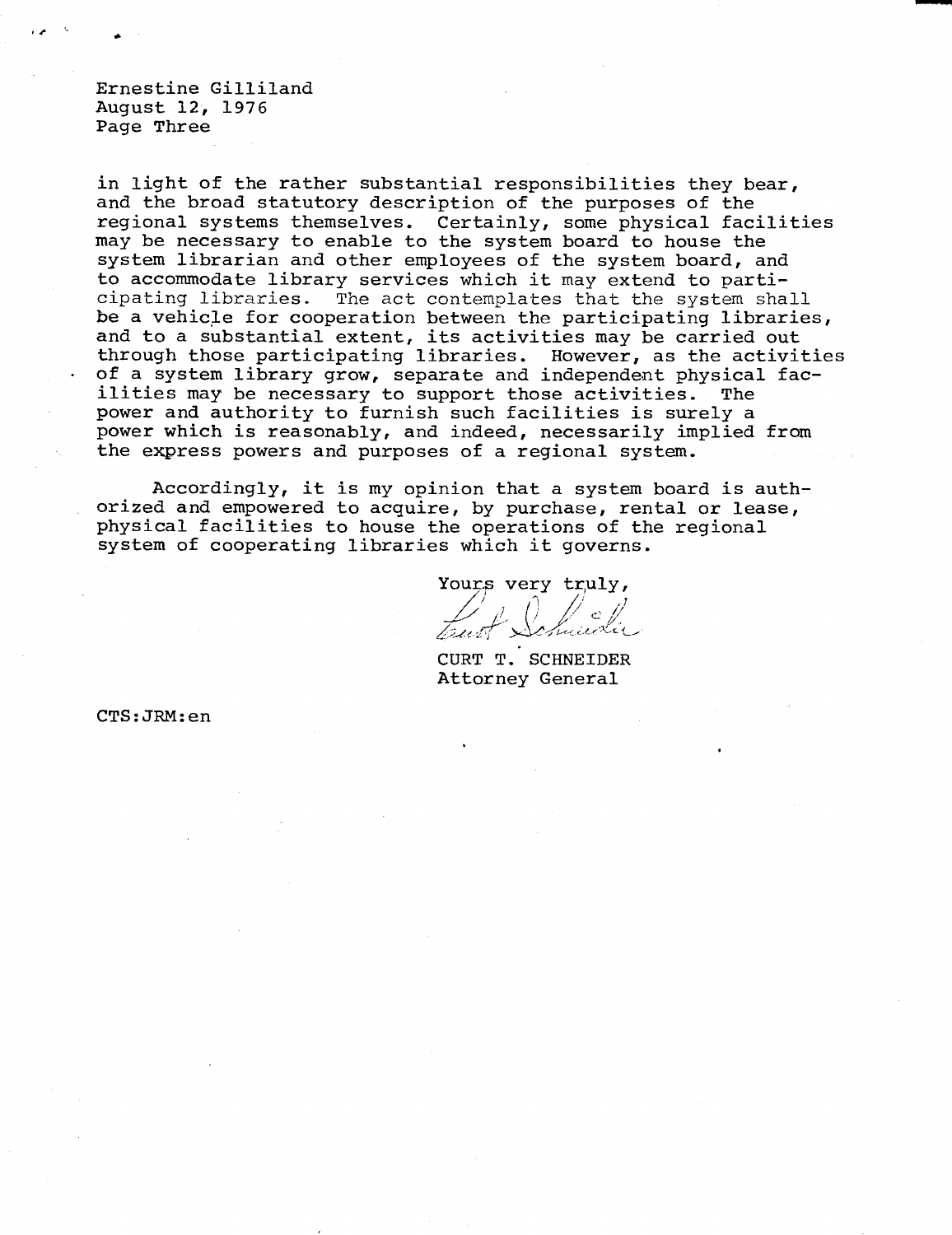Ernestine Gilliland
August 12, 1976
Page Three

in light of the rather substantial responsibilities they bear, and the broad statutory description of the purposes of the regional systems themselves. Certainly, some physical facilities may be necessary to enable to the system board to house the system librarian and other employees of the system board, and to accommodate library services which it may extend to participating libraries. The act contemplates that the system shall be a vehicle for cooperation between the participating libraries, and to a substantial extent, its activities may be carried out through those participating libraries. However, as the activities of a system library grow, separate and independent physical facilities may be necessary to support those activities. The power and authority to furnish such facilities is surely a power which is reasonably, and indeed, necessarily implied from the express powers and purposes of a regional system.

Accordingly, it is my opinion that a system board is authorized and empowered to acquire, by purchase, rental or lease, physical facilities to house the operations of the regional system of cooperating libraries which it governs.

Yours very truly,

CURT T. SCHNEIDER
Attorney General

CTS:JRM:en